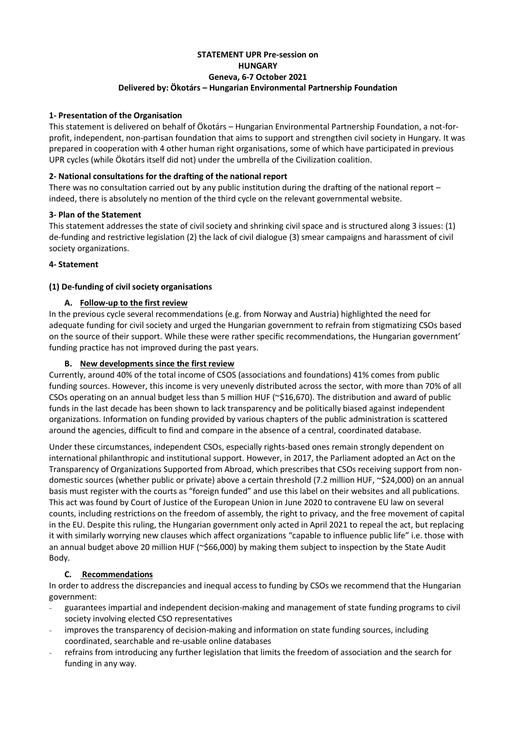**STATEMENT UPR Pre-session on**
**HUNGARY**
**Geneva, 6-7 October 2021**
**Delivered by: Ökotárs – Hungarian Environmental Partnership Foundation**

## 1- Presentation of the Organisation

This statement is delivered on behalf of Ökotárs – Hungarian Environmental Partnership Foundation, a not-for-profit, independent, non-partisan foundation that aims to support and strengthen civil society in Hungary. It was prepared in cooperation with 4 other human right organisations, some of which have participated in previous UPR cycles (while Ökotárs itself did not) under the umbrella of the Civilization coalition.

## 2- National consultations for the drafting of the national report

There was no consultation carried out by any public institution during the drafting of the national report – indeed, there is absolutely no mention of the third cycle on the relevant governmental website.

## 3- Plan of the Statement

This statement addresses the state of civil society and shrinking civil space and is structured along 3 issues: (1) de-funding and restrictive legislation (2) the lack of civil dialogue (3) smear campaigns and harassment of civil society organizations.

## 4- Statement

### (1) De-funding of civil society organisations

#### A. Follow-up to the first review

In the previous cycle several recommendations (e.g. from Norway and Austria) highlighted the need for adequate funding for civil society and urged the Hungarian government to refrain from stigmatizing CSOs based on the source of their support. While these were rather specific recommendations, the Hungarian government' funding practice has not improved during the past years.

#### B. New developments since the first review

Currently, around 40% of the total income of CSOS (associations and foundations) 41% comes from public funding sources. However, this income is very unevenly distributed across the sector, with more than 70% of all CSOs operating on an annual budget less than 5 million HUF (~$16,670). The distribution and award of public funds in the last decade has been shown to lack transparency and be politically biased against independent organizations. Information on funding provided by various chapters of the public administration is scattered around the agencies, difficult to find and compare in the absence of a central, coordinated database.

Under these circumstances, independent CSOs, especially rights-based ones remain strongly dependent on international philanthropic and institutional support. However, in 2017, the Parliament adopted an Act on the Transparency of Organizations Supported from Abroad, which prescribes that CSOs receiving support from non-domestic sources (whether public or private) above a certain threshold (7.2 million HUF, ~$24,000) on an annual basis must register with the courts as "foreign funded" and use this label on their websites and all publications. This act was found by Court of Justice of the European Union in June 2020 to contravene EU law on several counts, including restrictions on the freedom of assembly, the right to privacy, and the free movement of capital in the EU. Despite this ruling, the Hungarian government only acted in April 2021 to repeal the act, but replacing it with similarly worrying new clauses which affect organizations "capable to influence public life" i.e. those with an annual budget above 20 million HUF (~$66,000) by making them subject to inspection by the State Audit Body.

#### C. Recommendations

In order to address the discrepancies and inequal access to funding by CSOs we recommend that the Hungarian government:

- guarantees impartial and independent decision-making and management of state funding programs to civil society involving elected CSO representatives
- improves the transparency of decision-making and information on state funding sources, including coordinated, searchable and re-usable online databases
- refrains from introducing any further legislation that limits the freedom of association and the search for funding in any way.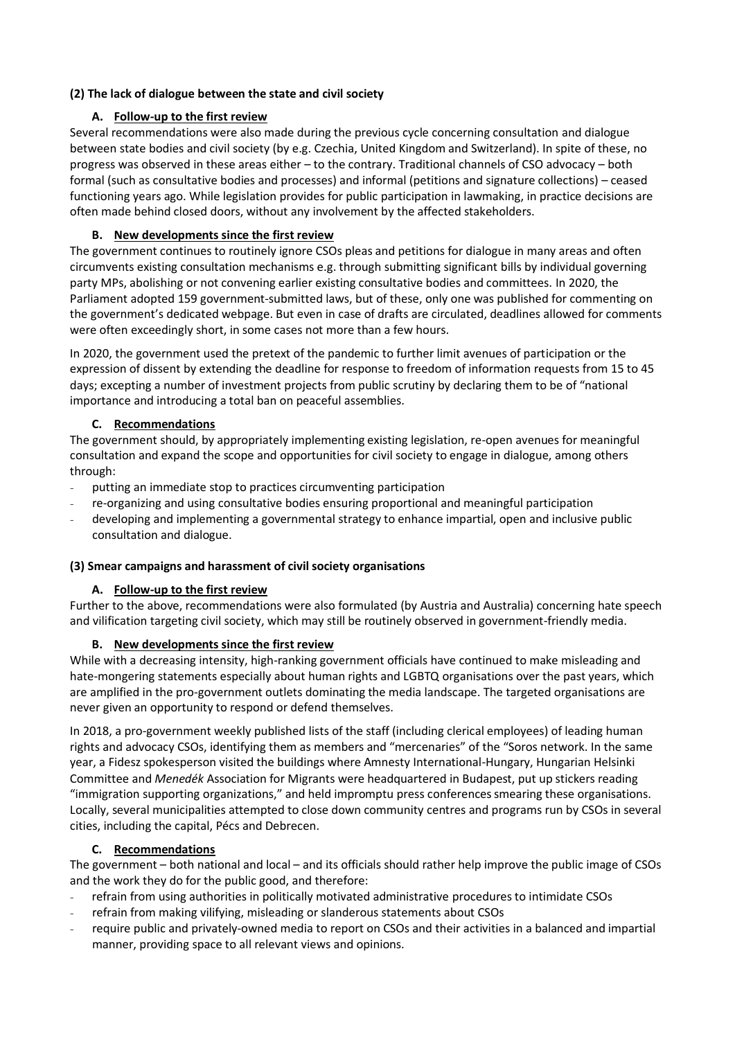**(2) The lack of dialogue between the state and civil society**

**A. Follow-up to the first review**

Several recommendations were also made during the previous cycle concerning consultation and dialogue between state bodies and civil society (by e.g. Czechia, United Kingdom and Switzerland). In spite of these, no progress was observed in these areas either – to the contrary. Traditional channels of CSO advocacy – both formal (such as consultative bodies and processes) and informal (petitions and signature collections) – ceased functioning years ago. While legislation provides for public participation in lawmaking, in practice decisions are often made behind closed doors, without any involvement by the affected stakeholders.

**B. New developments since the first review**

The government continues to routinely ignore CSOs pleas and petitions for dialogue in many areas and often circumvents existing consultation mechanisms e.g. through submitting significant bills by individual governing party MPs, abolishing or not convening earlier existing consultative bodies and committees. In 2020, the Parliament adopted 159 government-submitted laws, but of these, only one was published for commenting on the government's dedicated webpage. But even in case of drafts are circulated, deadlines allowed for comments were often exceedingly short, in some cases not more than a few hours.

In 2020, the government used the pretext of the pandemic to further limit avenues of participation or the expression of dissent by extending the deadline for response to freedom of information requests from 15 to 45 days; excepting a number of investment projects from public scrutiny by declaring them to be of "national importance and introducing a total ban on peaceful assemblies.

**C. Recommendations**

The government should, by appropriately implementing existing legislation, re-open avenues for meaningful consultation and expand the scope and opportunities for civil society to engage in dialogue, among others through:

- putting an immediate stop to practices circumventing participation
- re-organizing and using consultative bodies ensuring proportional and meaningful participation
- developing and implementing a governmental strategy to enhance impartial, open and inclusive public consultation and dialogue.

**(3) Smear campaigns and harassment of civil society organisations**

**A. Follow-up to the first review**

Further to the above, recommendations were also formulated (by Austria and Australia) concerning hate speech and vilification targeting civil society, which may still be routinely observed in government-friendly media.

**B. New developments since the first review**

While with a decreasing intensity, high-ranking government officials have continued to make misleading and hate-mongering statements especially about human rights and LGBTQ organisations over the past years, which are amplified in the pro-government outlets dominating the media landscape. The targeted organisations are never given an opportunity to respond or defend themselves.

In 2018, a pro-government weekly published lists of the staff (including clerical employees) of leading human rights and advocacy CSOs, identifying them as members and "mercenaries" of the "Soros network. In the same year, a Fidesz spokesperson visited the buildings where Amnesty International-Hungary, Hungarian Helsinki Committee and *Menedék* Association for Migrants were headquartered in Budapest, put up stickers reading "immigration supporting organizations," and held impromptu press conferences smearing these organisations. Locally, several municipalities attempted to close down community centres and programs run by CSOs in several cities, including the capital, Pécs and Debrecen.

**C. Recommendations**

The government – both national and local – and its officials should rather help improve the public image of CSOs and the work they do for the public good, and therefore:

- refrain from using authorities in politically motivated administrative procedures to intimidate CSOs
- refrain from making vilifying, misleading or slanderous statements about CSOs
- require public and privately-owned media to report on CSOs and their activities in a balanced and impartial manner, providing space to all relevant views and opinions.